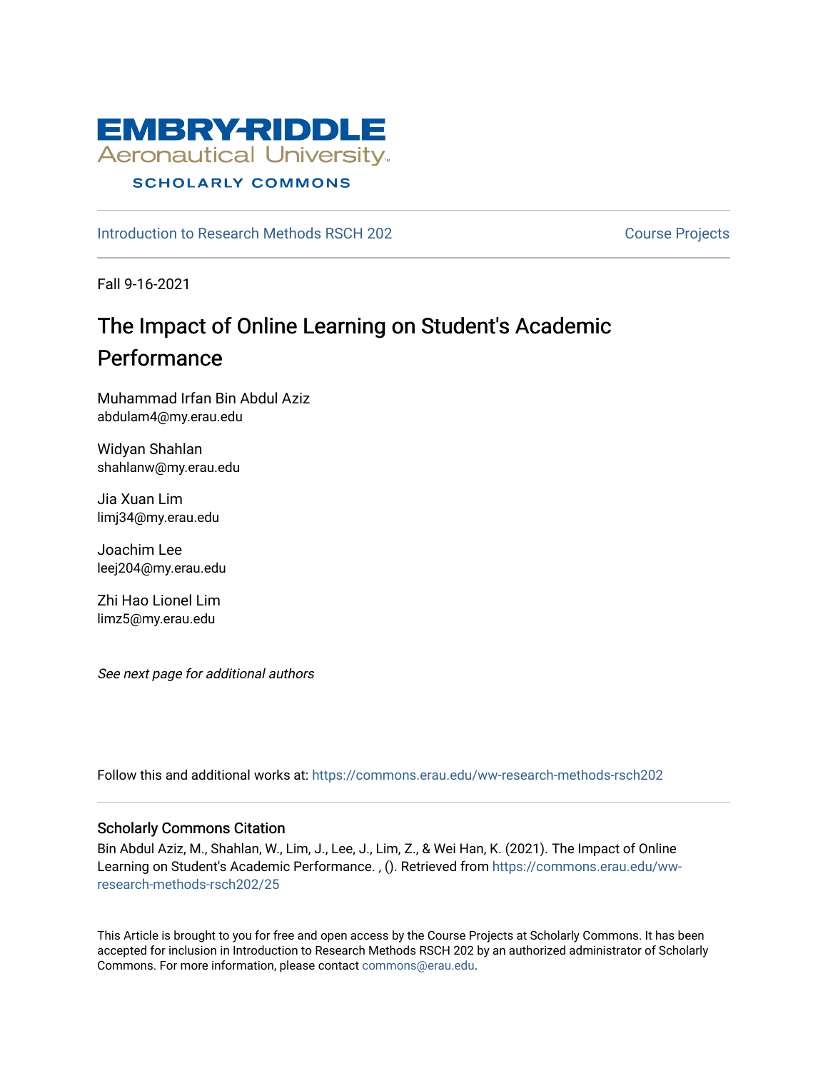EMBRY-RIDDLE
Aeronautical University
SCHOLARLY COMMONS

Introduction to Research Methods RSCH 202 | Course Projects

Fall 9-16-2021

# The Impact of Online Learning on Student's Academic Performance

Muhammad Irfan Bin Abdul Aziz
abdulam4@my.erau.edu

Widyan Shahlan
shahlanw@my.erau.edu

Jia Xuan Lim
limj34@my.erau.edu

Joachim Lee
leej204@my.erau.edu

Zhi Hao Lionel Lim
limz5@my.erau.edu

*See next page for additional authors*

Follow this and additional works at: https://commons.erau.edu/ww-research-methods-rsch202

## Scholarly Commons Citation

Bin Abdul Aziz, M., Shahlan, W., Lim, J., Lee, J., Lim, Z., & Wei Han, K. (2021). The Impact of Online Learning on Student's Academic Performance. , (). Retrieved from https://commons.erau.edu/ww-research-methods-rsch202/25

This Article is brought to you for free and open access by the Course Projects at Scholarly Commons. It has been accepted for inclusion in Introduction to Research Methods RSCH 202 by an authorized administrator of Scholarly Commons. For more information, please contact commons@erau.edu.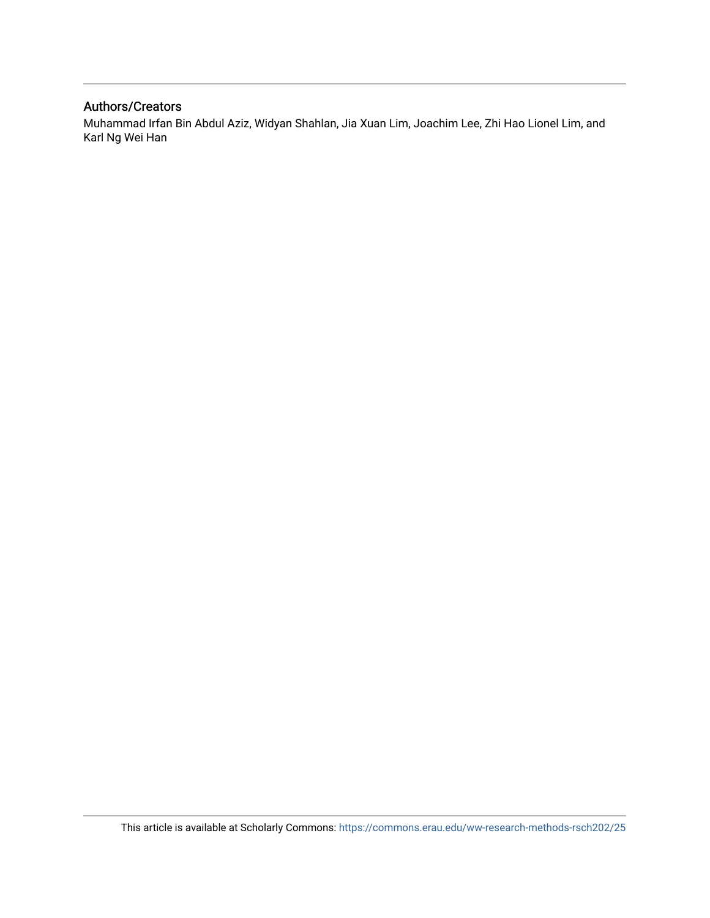## Authors/Creators

Muhammad Irfan Bin Abdul Aziz, Widyan Shahlan, Jia Xuan Lim, Joachim Lee, Zhi Hao Lionel Lim, and Karl Ng Wei Han

This article is available at Scholarly Commons: https://commons.erau.edu/ww-research-methods-rsch202/25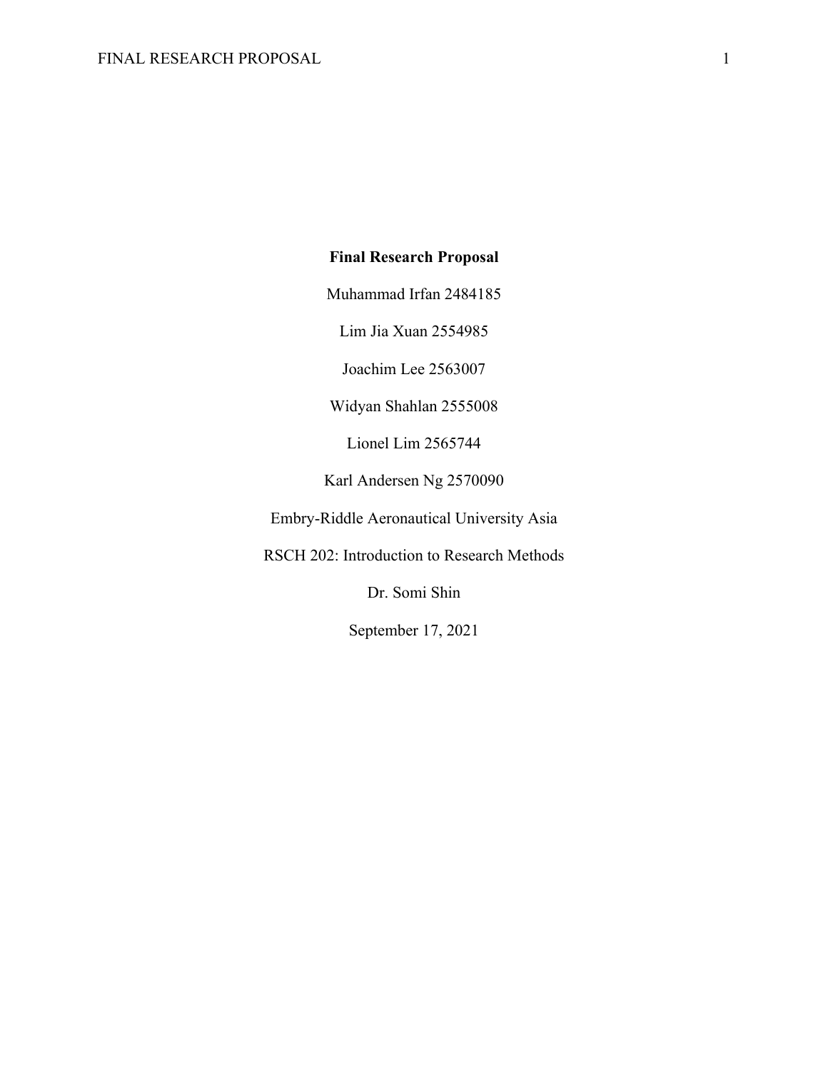**Final Research Proposal**

Muhammad Irfan 2484185

Lim Jia Xuan 2554985

Joachim Lee 2563007

Widyan Shahlan 2555008

Lionel Lim 2565744

Karl Andersen Ng 2570090

Embry-Riddle Aeronautical University Asia

RSCH 202: Introduction to Research Methods

Dr. Somi Shin

September 17, 2021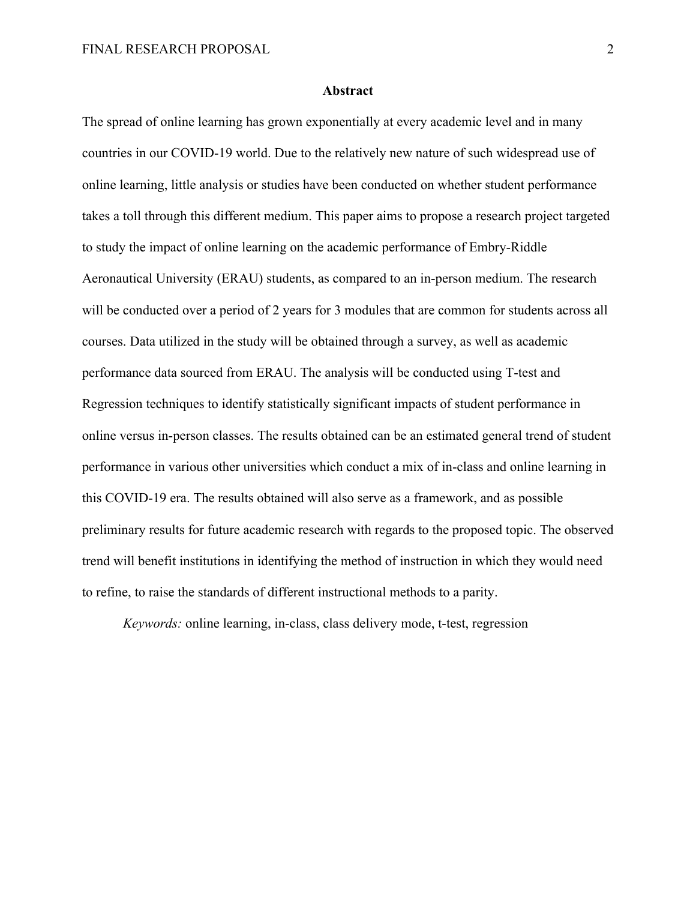## Abstract

The spread of online learning has grown exponentially at every academic level and in many countries in our COVID-19 world. Due to the relatively new nature of such widespread use of online learning, little analysis or studies have been conducted on whether student performance takes a toll through this different medium. This paper aims to propose a research project targeted to study the impact of online learning on the academic performance of Embry-Riddle Aeronautical University (ERAU) students, as compared to an in-person medium. The research will be conducted over a period of 2 years for 3 modules that are common for students across all courses. Data utilized in the study will be obtained through a survey, as well as academic performance data sourced from ERAU. The analysis will be conducted using T-test and Regression techniques to identify statistically significant impacts of student performance in online versus in-person classes. The results obtained can be an estimated general trend of student performance in various other universities which conduct a mix of in-class and online learning in this COVID-19 era. The results obtained will also serve as a framework, and as possible preliminary results for future academic research with regards to the proposed topic. The observed trend will benefit institutions in identifying the method of instruction in which they would need to refine, to raise the standards of different instructional methods to a parity.

*Keywords:* online learning, in-class, class delivery mode, t-test, regression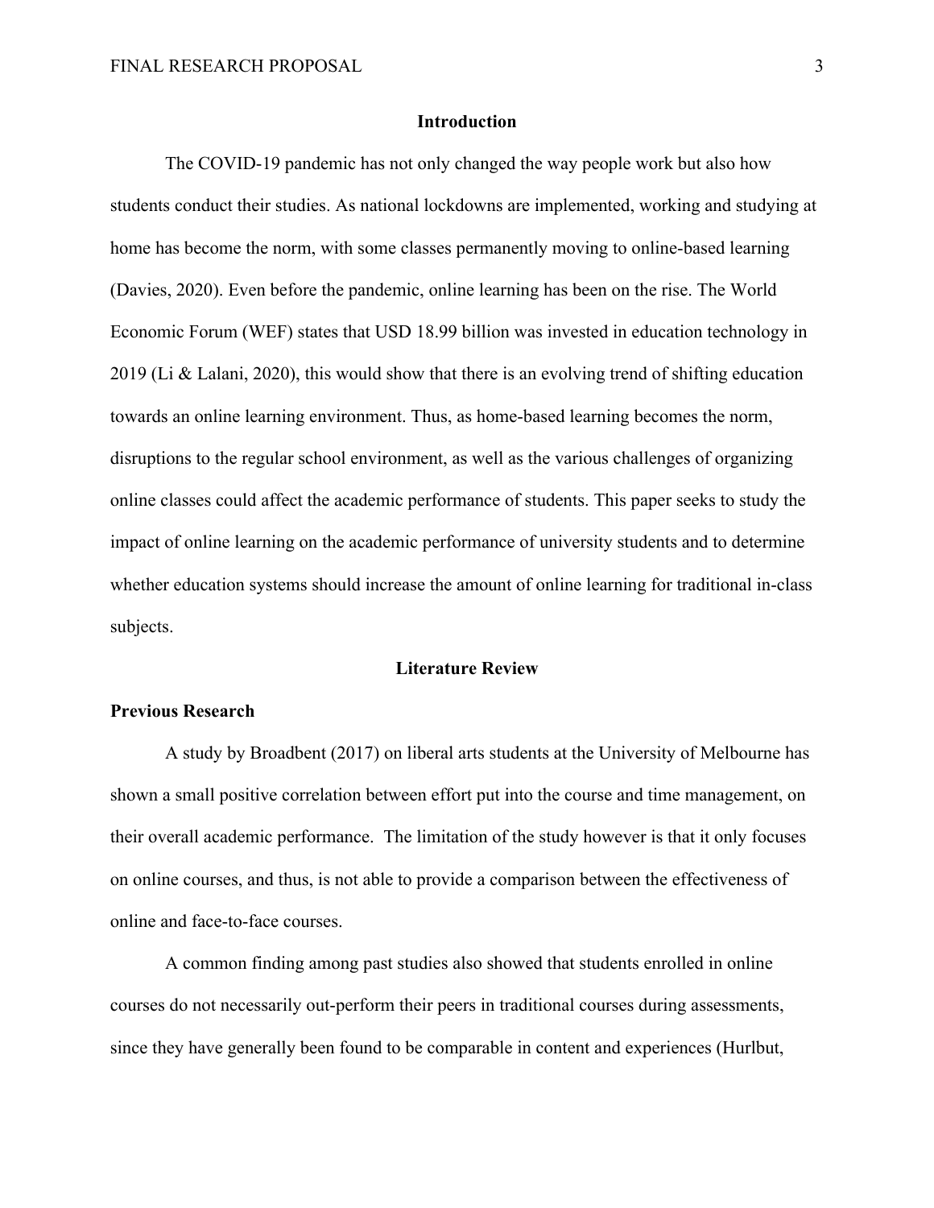## Introduction

The COVID-19 pandemic has not only changed the way people work but also how students conduct their studies. As national lockdowns are implemented, working and studying at home has become the norm, with some classes permanently moving to online-based learning (Davies, 2020). Even before the pandemic, online learning has been on the rise. The World Economic Forum (WEF) states that USD 18.99 billion was invested in education technology in 2019 (Li & Lalani, 2020), this would show that there is an evolving trend of shifting education towards an online learning environment. Thus, as home-based learning becomes the norm, disruptions to the regular school environment, as well as the various challenges of organizing online classes could affect the academic performance of students. This paper seeks to study the impact of online learning on the academic performance of university students and to determine whether education systems should increase the amount of online learning for traditional in-class subjects.

## Literature Review

### Previous Research

A study by Broadbent (2017) on liberal arts students at the University of Melbourne has shown a small positive correlation between effort put into the course and time management, on their overall academic performance. The limitation of the study however is that it only focuses on online courses, and thus, is not able to provide a comparison between the effectiveness of online and face-to-face courses.

A common finding among past studies also showed that students enrolled in online courses do not necessarily out-perform their peers in traditional courses during assessments, since they have generally been found to be comparable in content and experiences (Hurlbut,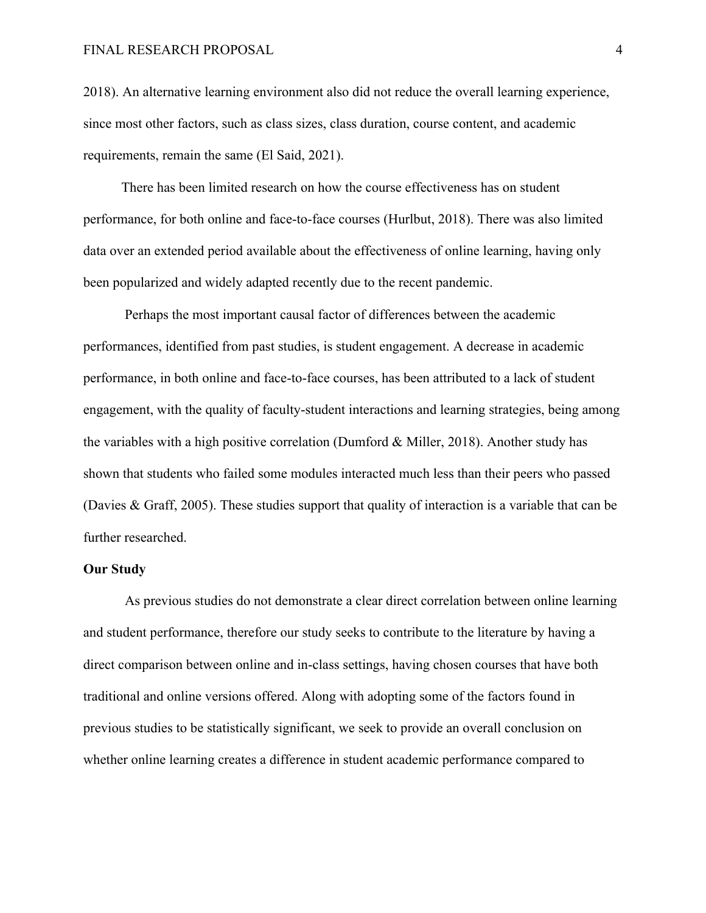2018). An alternative learning environment also did not reduce the overall learning experience, since most other factors, such as class sizes, class duration, course content, and academic requirements, remain the same (El Said, 2021).

There has been limited research on how the course effectiveness has on student performance, for both online and face-to-face courses (Hurlbut, 2018). There was also limited data over an extended period available about the effectiveness of online learning, having only been popularized and widely adapted recently due to the recent pandemic.

Perhaps the most important causal factor of differences between the academic performances, identified from past studies, is student engagement. A decrease in academic performance, in both online and face-to-face courses, has been attributed to a lack of student engagement, with the quality of faculty-student interactions and learning strategies, being among the variables with a high positive correlation (Dumford & Miller, 2018). Another study has shown that students who failed some modules interacted much less than their peers who passed (Davies & Graff, 2005). These studies support that quality of interaction is a variable that can be further researched.

**Our Study**

As previous studies do not demonstrate a clear direct correlation between online learning and student performance, therefore our study seeks to contribute to the literature by having a direct comparison between online and in-class settings, having chosen courses that have both traditional and online versions offered. Along with adopting some of the factors found in previous studies to be statistically significant, we seek to provide an overall conclusion on whether online learning creates a difference in student academic performance compared to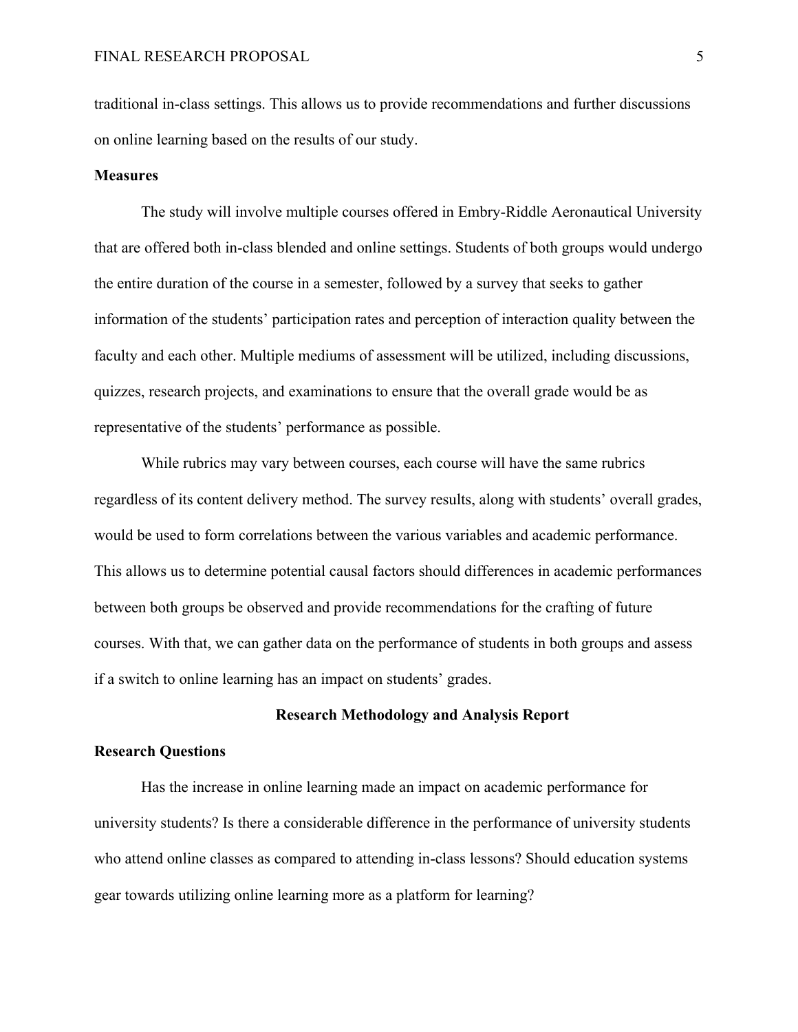traditional in-class settings. This allows us to provide recommendations and further discussions on online learning based on the results of our study.

### Measures

The study will involve multiple courses offered in Embry-Riddle Aeronautical University that are offered both in-class blended and online settings. Students of both groups would undergo the entire duration of the course in a semester, followed by a survey that seeks to gather information of the students' participation rates and perception of interaction quality between the faculty and each other. Multiple mediums of assessment will be utilized, including discussions, quizzes, research projects, and examinations to ensure that the overall grade would be as representative of the students' performance as possible.

While rubrics may vary between courses, each course will have the same rubrics regardless of its content delivery method. The survey results, along with students' overall grades, would be used to form correlations between the various variables and academic performance. This allows us to determine potential causal factors should differences in academic performances between both groups be observed and provide recommendations for the crafting of future courses. With that, we can gather data on the performance of students in both groups and assess if a switch to online learning has an impact on students' grades.

## Research Methodology and Analysis Report

### Research Questions

Has the increase in online learning made an impact on academic performance for university students? Is there a considerable difference in the performance of university students who attend online classes as compared to attending in-class lessons? Should education systems gear towards utilizing online learning more as a platform for learning?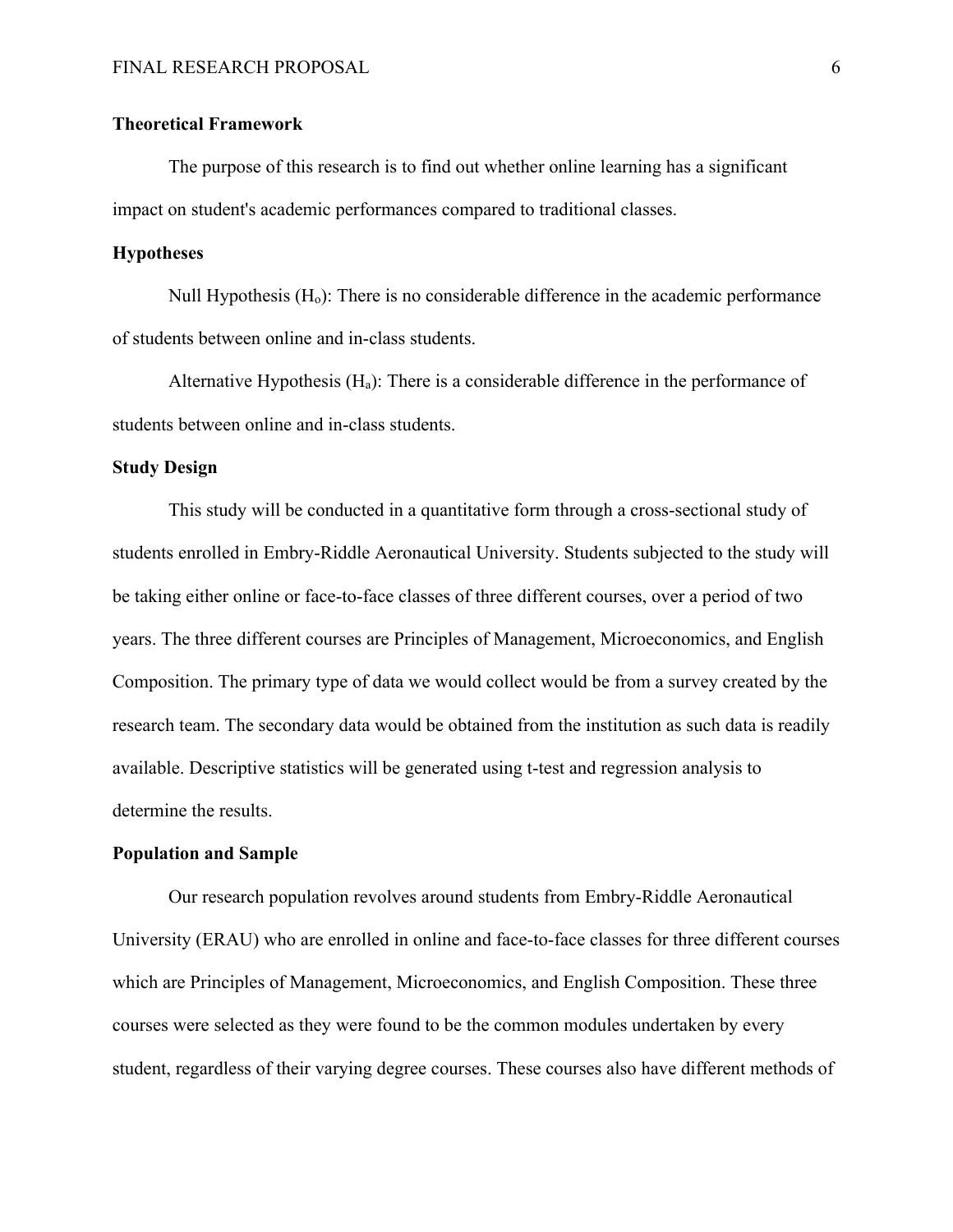### Theoretical Framework

The purpose of this research is to find out whether online learning has a significant impact on student's academic performances compared to traditional classes.

### Hypotheses

Null Hypothesis ($H_o$): There is no considerable difference in the academic performance of students between online and in-class students.

Alternative Hypothesis ($H_a$): There is a considerable difference in the performance of students between online and in-class students.

### Study Design

This study will be conducted in a quantitative form through a cross-sectional study of students enrolled in Embry-Riddle Aeronautical University. Students subjected to the study will be taking either online or face-to-face classes of three different courses, over a period of two years. The three different courses are Principles of Management, Microeconomics, and English Composition. The primary type of data we would collect would be from a survey created by the research team. The secondary data would be obtained from the institution as such data is readily available. Descriptive statistics will be generated using t-test and regression analysis to determine the results.

### Population and Sample

Our research population revolves around students from Embry-Riddle Aeronautical University (ERAU) who are enrolled in online and face-to-face classes for three different courses which are Principles of Management, Microeconomics, and English Composition. These three courses were selected as they were found to be the common modules undertaken by every student, regardless of their varying degree courses. These courses also have different methods of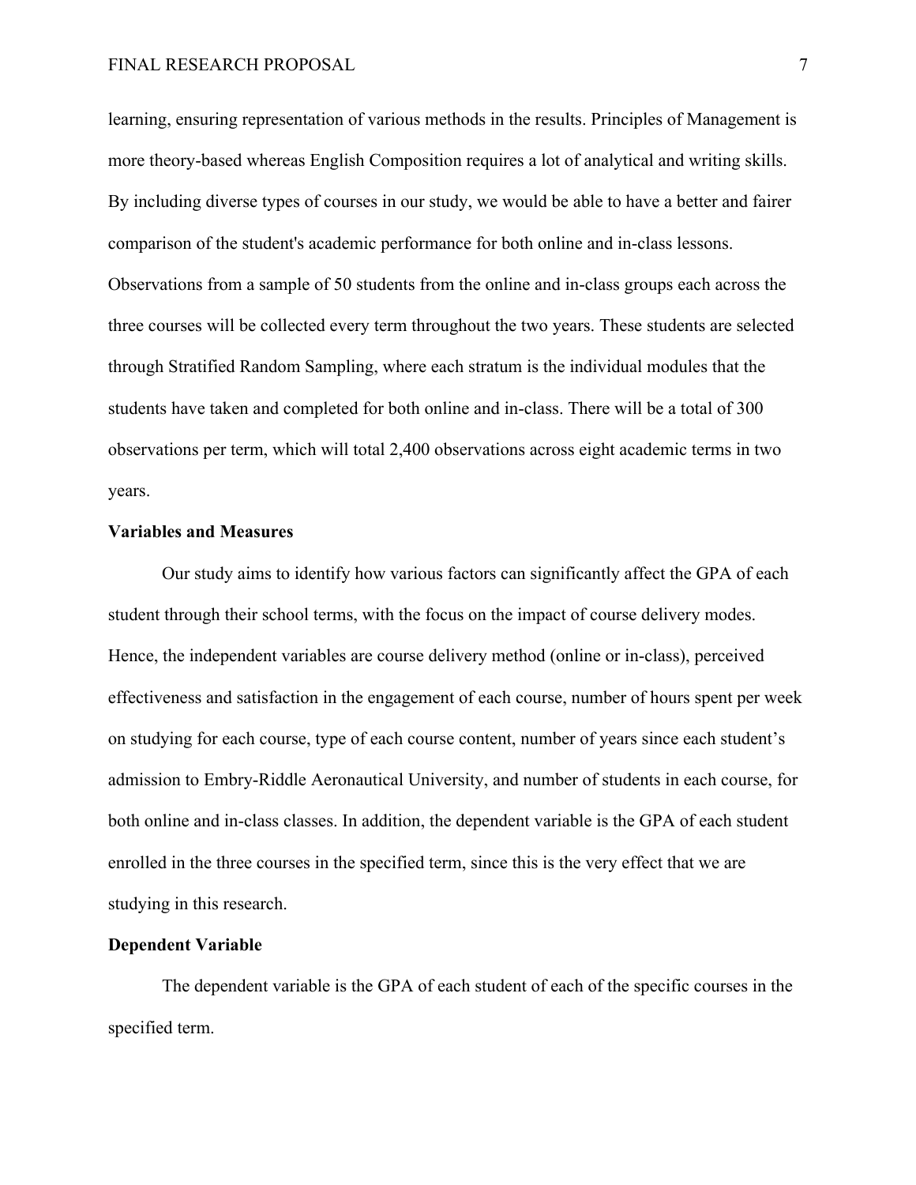learning, ensuring representation of various methods in the results. Principles of Management is more theory-based whereas English Composition requires a lot of analytical and writing skills. By including diverse types of courses in our study, we would be able to have a better and fairer comparison of the student's academic performance for both online and in-class lessons. Observations from a sample of 50 students from the online and in-class groups each across the three courses will be collected every term throughout the two years. These students are selected through Stratified Random Sampling, where each stratum is the individual modules that the students have taken and completed for both online and in-class. There will be a total of 300 observations per term, which will total 2,400 observations across eight academic terms in two years.

### Variables and Measures

Our study aims to identify how various factors can significantly affect the GPA of each student through their school terms, with the focus on the impact of course delivery modes. Hence, the independent variables are course delivery method (online or in-class), perceived effectiveness and satisfaction in the engagement of each course, number of hours spent per week on studying for each course, type of each course content, number of years since each student's admission to Embry-Riddle Aeronautical University, and number of students in each course, for both online and in-class classes. In addition, the dependent variable is the GPA of each student enrolled in the three courses in the specified term, since this is the very effect that we are studying in this research.

### Dependent Variable

The dependent variable is the GPA of each student of each of the specific courses in the specified term.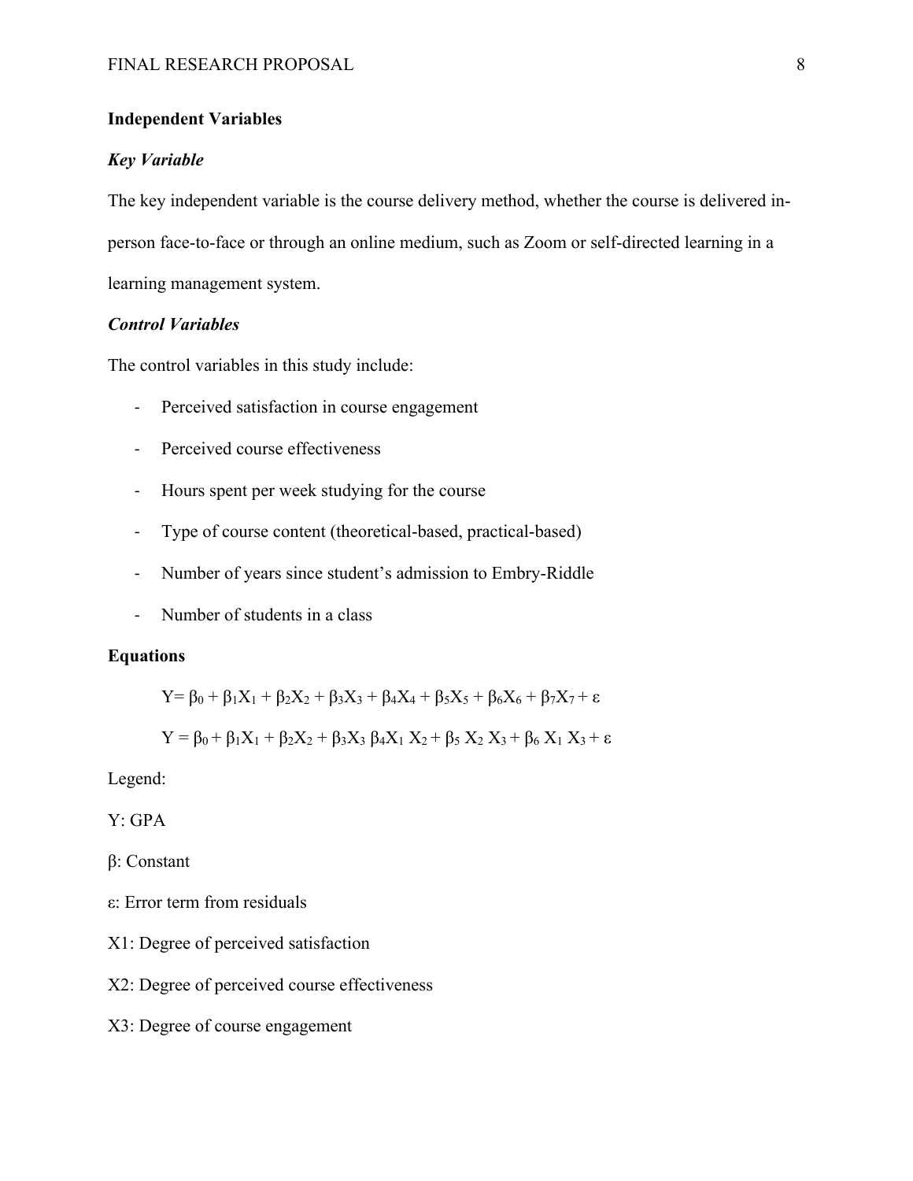## Independent Variables

### *Key Variable*

The key independent variable is the course delivery method, whether the course is delivered in-person face-to-face or through an online medium, such as Zoom or self-directed learning in a learning management system.

### *Control Variables*

The control variables in this study include:

- Perceived satisfaction in course engagement
- Perceived course effectiveness
- Hours spent per week studying for the course
- Type of course content (theoretical-based, practical-based)
- Number of years since student's admission to Embry-Riddle
- Number of students in a class

## Equations

$$Y= \beta_0 + \beta_1X_1 + \beta_2X_2 + \beta_3X_3 + \beta_4X_4 + \beta_5X_5 + \beta_6X_6 + \beta_7X_7 + \varepsilon$$

$$Y = \beta_0 + \beta_1X_1 + \beta_2X_2 + \beta_3X_3 \ \beta_4X_1 X_2 + \beta_5 X_2 X_3 + \beta_6 X_1 X_3 + \varepsilon$$

Legend:

Y: GPA

β: Constant

ε: Error term from residuals

X1: Degree of perceived satisfaction

X2: Degree of perceived course effectiveness

X3: Degree of course engagement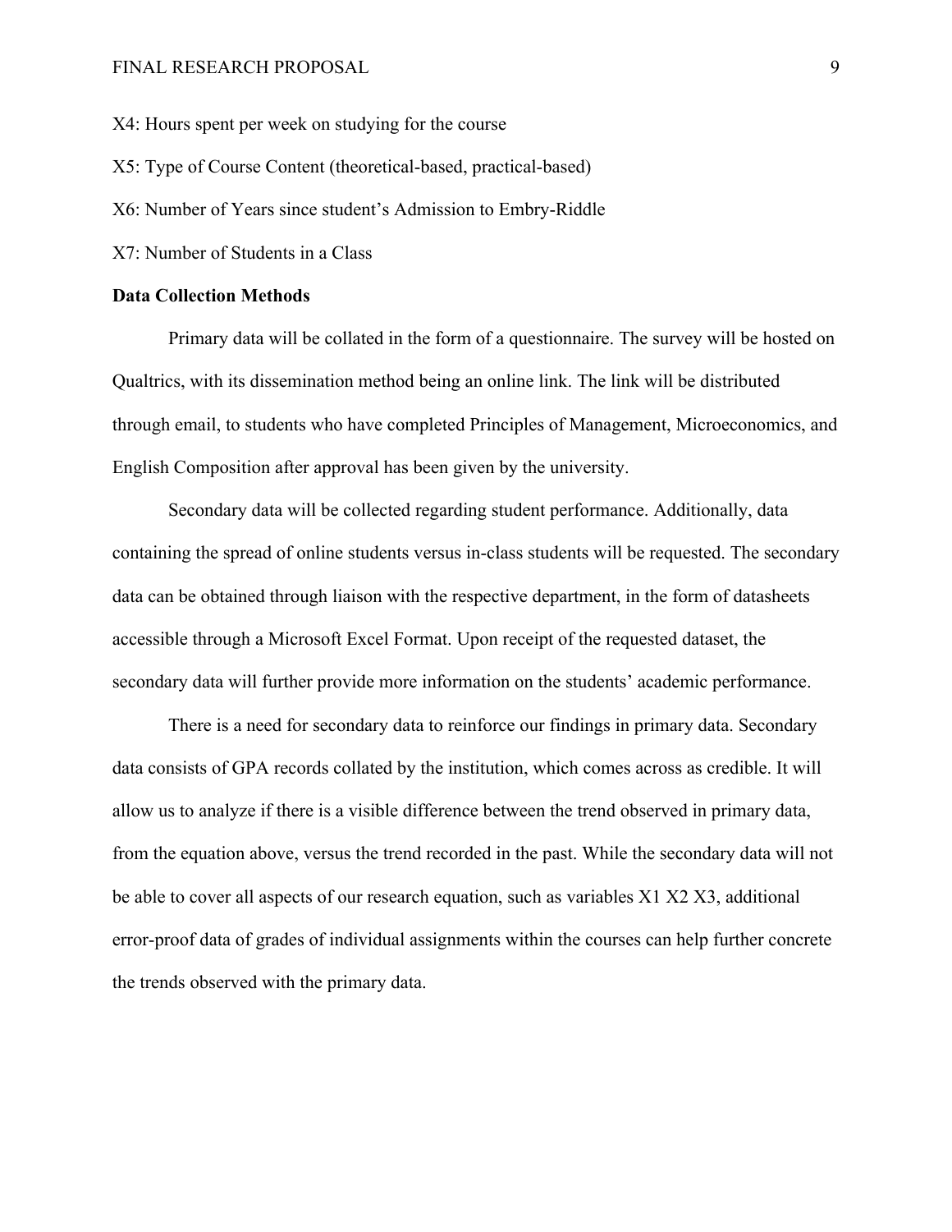X4: Hours spent per week on studying for the course

X5: Type of Course Content (theoretical-based, practical-based)

X6: Number of Years since student's Admission to Embry-Riddle

X7: Number of Students in a Class

**Data Collection Methods**

Primary data will be collated in the form of a questionnaire. The survey will be hosted on Qualtrics, with its dissemination method being an online link. The link will be distributed through email, to students who have completed Principles of Management, Microeconomics, and English Composition after approval has been given by the university.

Secondary data will be collected regarding student performance. Additionally, data containing the spread of online students versus in-class students will be requested. The secondary data can be obtained through liaison with the respective department, in the form of datasheets accessible through a Microsoft Excel Format. Upon receipt of the requested dataset, the secondary data will further provide more information on the students' academic performance.

There is a need for secondary data to reinforce our findings in primary data. Secondary data consists of GPA records collated by the institution, which comes across as credible. It will allow us to analyze if there is a visible difference between the trend observed in primary data, from the equation above, versus the trend recorded in the past. While the secondary data will not be able to cover all aspects of our research equation, such as variables X1 X2 X3, additional error-proof data of grades of individual assignments within the courses can help further concrete the trends observed with the primary data.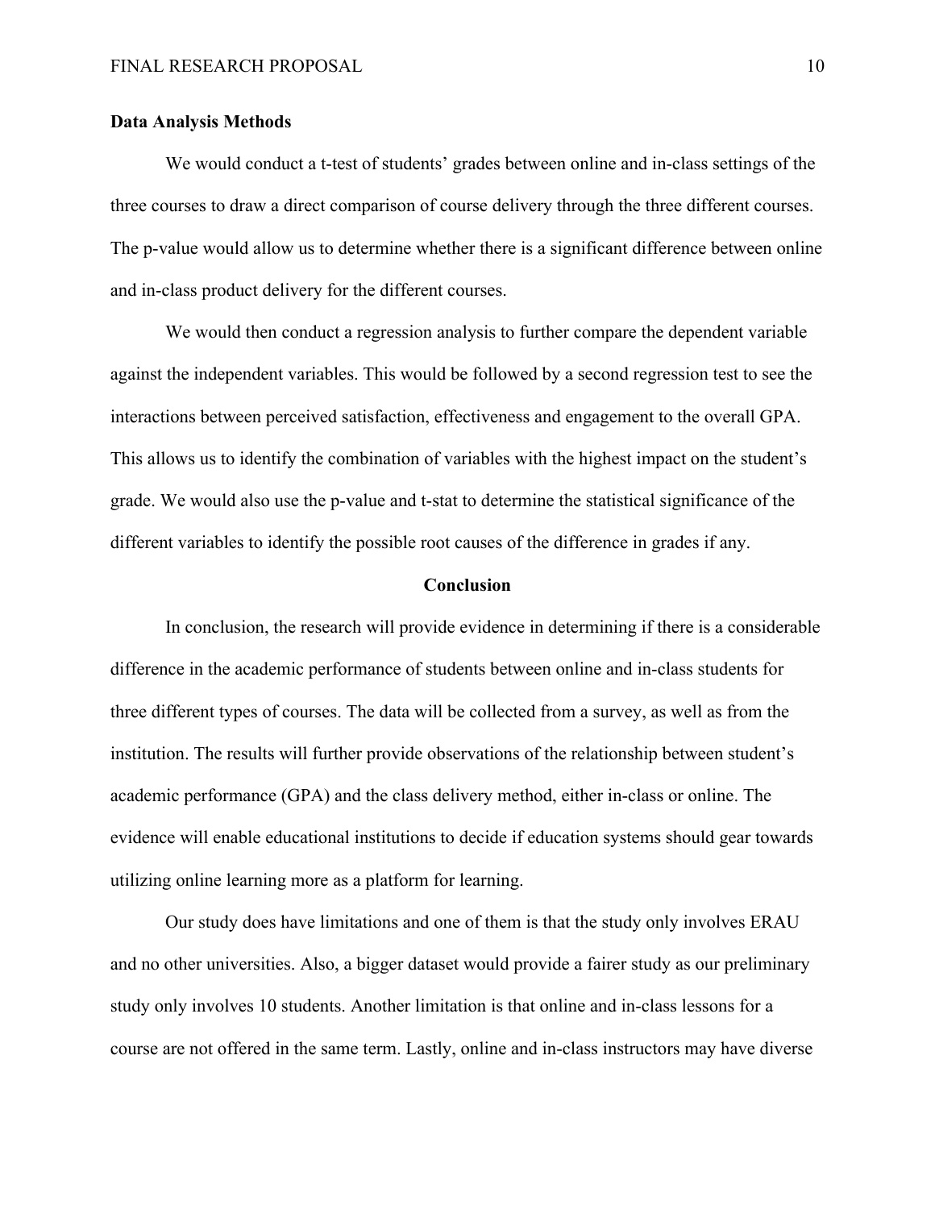**Data Analysis Methods**

We would conduct a t-test of students' grades between online and in-class settings of the three courses to draw a direct comparison of course delivery through the three different courses. The p-value would allow us to determine whether there is a significant difference between online and in-class product delivery for the different courses.

We would then conduct a regression analysis to further compare the dependent variable against the independent variables. This would be followed by a second regression test to see the interactions between perceived satisfaction, effectiveness and engagement to the overall GPA. This allows us to identify the combination of variables with the highest impact on the student's grade. We would also use the p-value and t-stat to determine the statistical significance of the different variables to identify the possible root causes of the difference in grades if any.

## Conclusion

In conclusion, the research will provide evidence in determining if there is a considerable difference in the academic performance of students between online and in-class students for three different types of courses. The data will be collected from a survey, as well as from the institution. The results will further provide observations of the relationship between student's academic performance (GPA) and the class delivery method, either in-class or online. The evidence will enable educational institutions to decide if education systems should gear towards utilizing online learning more as a platform for learning.

Our study does have limitations and one of them is that the study only involves ERAU and no other universities. Also, a bigger dataset would provide a fairer study as our preliminary study only involves 10 students. Another limitation is that online and in-class lessons for a course are not offered in the same term. Lastly, online and in-class instructors may have diverse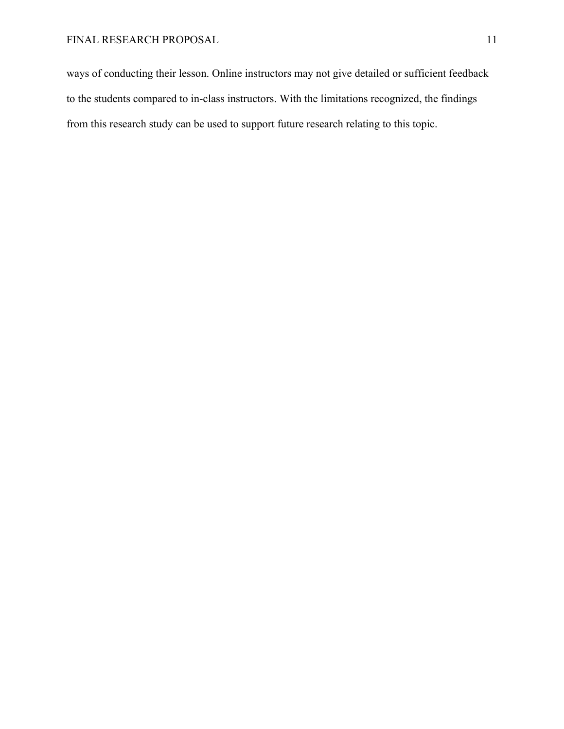ways of conducting their lesson. Online instructors may not give detailed or sufficient feedback to the students compared to in-class instructors. With the limitations recognized, the findings from this research study can be used to support future research relating to this topic.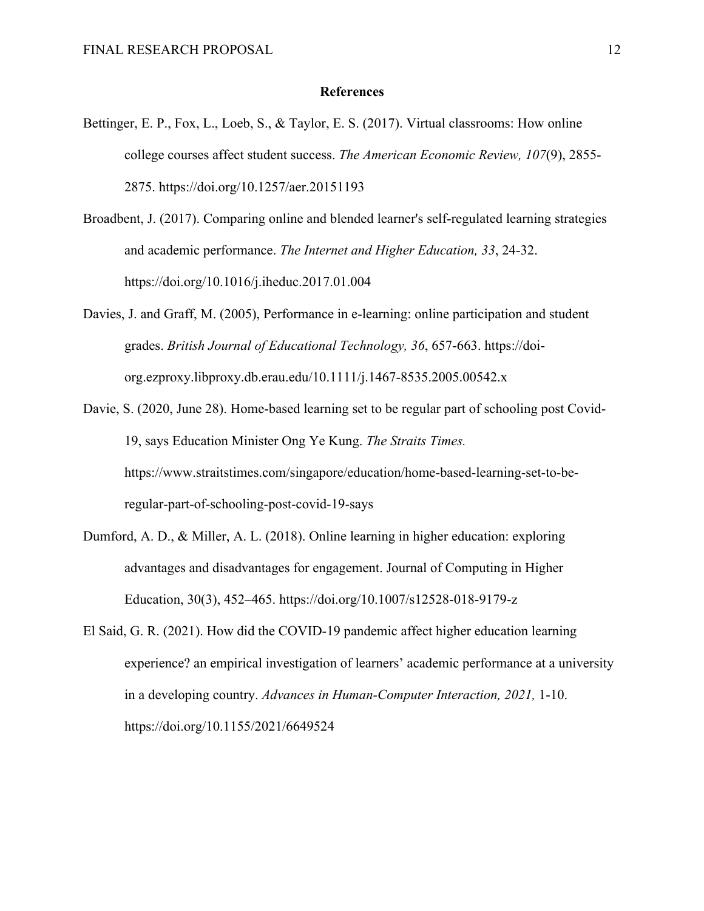## References

Bettinger, E. P., Fox, L., Loeb, S., & Taylor, E. S. (2017). Virtual classrooms: How online college courses affect student success. *The American Economic Review, 107*(9), 2855-2875. https://doi.org/10.1257/aer.20151193

Broadbent, J. (2017). Comparing online and blended learner's self-regulated learning strategies and academic performance. *The Internet and Higher Education, 33*, 24-32. https://doi.org/10.1016/j.iheduc.2017.01.004

Davies, J. and Graff, M. (2005), Performance in e-learning: online participation and student grades. *British Journal of Educational Technology, 36*, 657-663. https://doi-org.ezproxy.libproxy.db.erau.edu/10.1111/j.1467-8535.2005.00542.x

Davie, S. (2020, June 28). Home-based learning set to be regular part of schooling post Covid-19, says Education Minister Ong Ye Kung. *The Straits Times.* https://www.straitstimes.com/singapore/education/home-based-learning-set-to-be-regular-part-of-schooling-post-covid-19-says

Dumford, A. D., & Miller, A. L. (2018). Online learning in higher education: exploring advantages and disadvantages for engagement. Journal of Computing in Higher Education, 30(3), 452–465. https://doi.org/10.1007/s12528-018-9179-z

El Said, G. R. (2021). How did the COVID-19 pandemic affect higher education learning experience? an empirical investigation of learners' academic performance at a university in a developing country. *Advances in Human-Computer Interaction, 2021,* 1-10. https://doi.org/10.1155/2021/6649524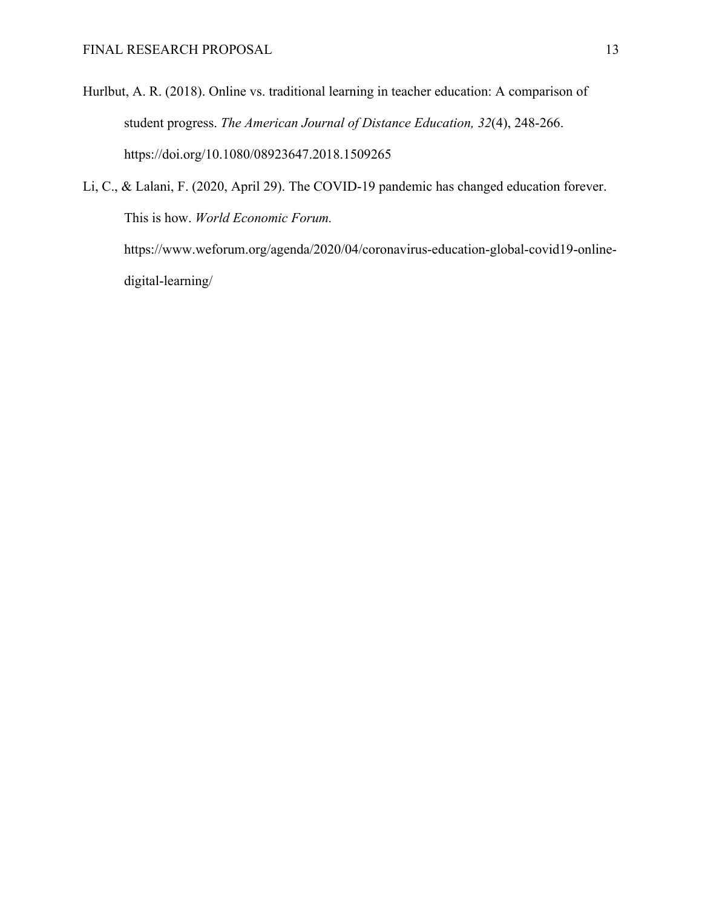Hurlbut, A. R. (2018). Online vs. traditional learning in teacher education: A comparison of student progress. *The American Journal of Distance Education, 32*(4), 248-266. https://doi.org/10.1080/08923647.2018.1509265

Li, C., & Lalani, F. (2020, April 29). The COVID-19 pandemic has changed education forever. This is how. *World Economic Forum.* https://www.weforum.org/agenda/2020/04/coronavirus-education-global-covid19-online-digital-learning/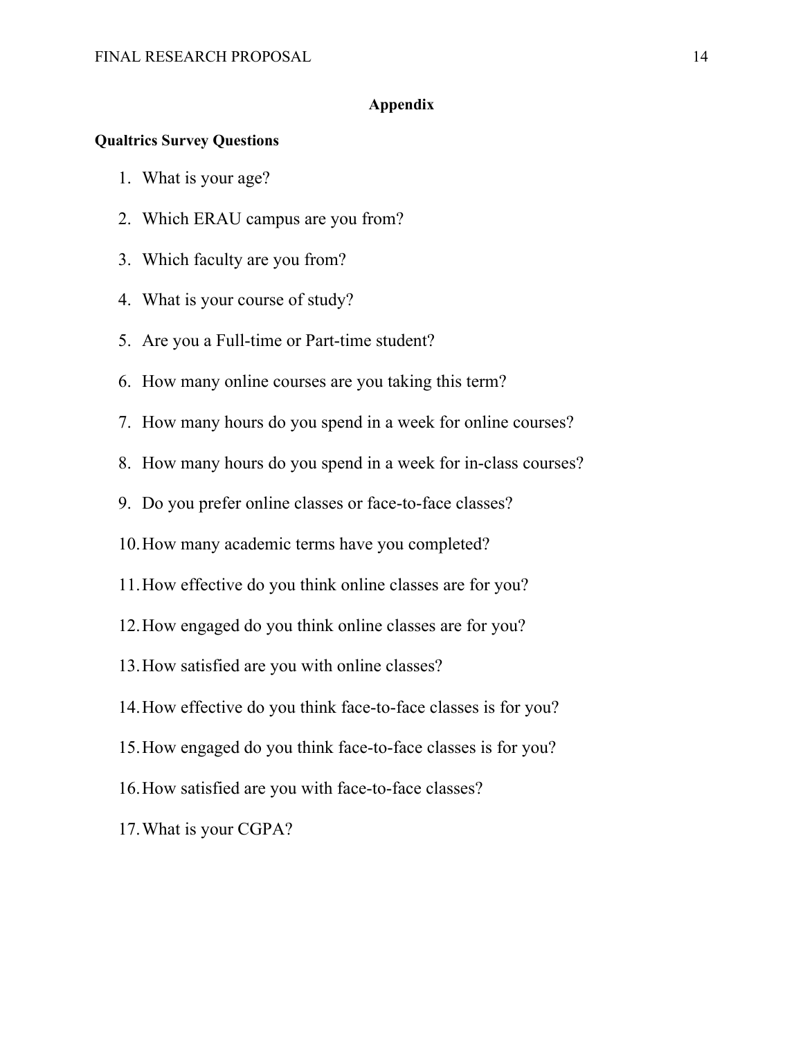## Appendix

**Qualtrics Survey Questions**

1. What is your age?
2. Which ERAU campus are you from?
3. Which faculty are you from?
4. What is your course of study?
5. Are you a Full-time or Part-time student?
6. How many online courses are you taking this term?
7. How many hours do you spend in a week for online courses?
8. How many hours do you spend in a week for in-class courses?
9. Do you prefer online classes or face-to-face classes?
10. How many academic terms have you completed?
11. How effective do you think online classes are for you?
12. How engaged do you think online classes are for you?
13. How satisfied are you with online classes?
14. How effective do you think face-to-face classes is for you?
15. How engaged do you think face-to-face classes is for you?
16. How satisfied are you with face-to-face classes?
17. What is your CGPA?